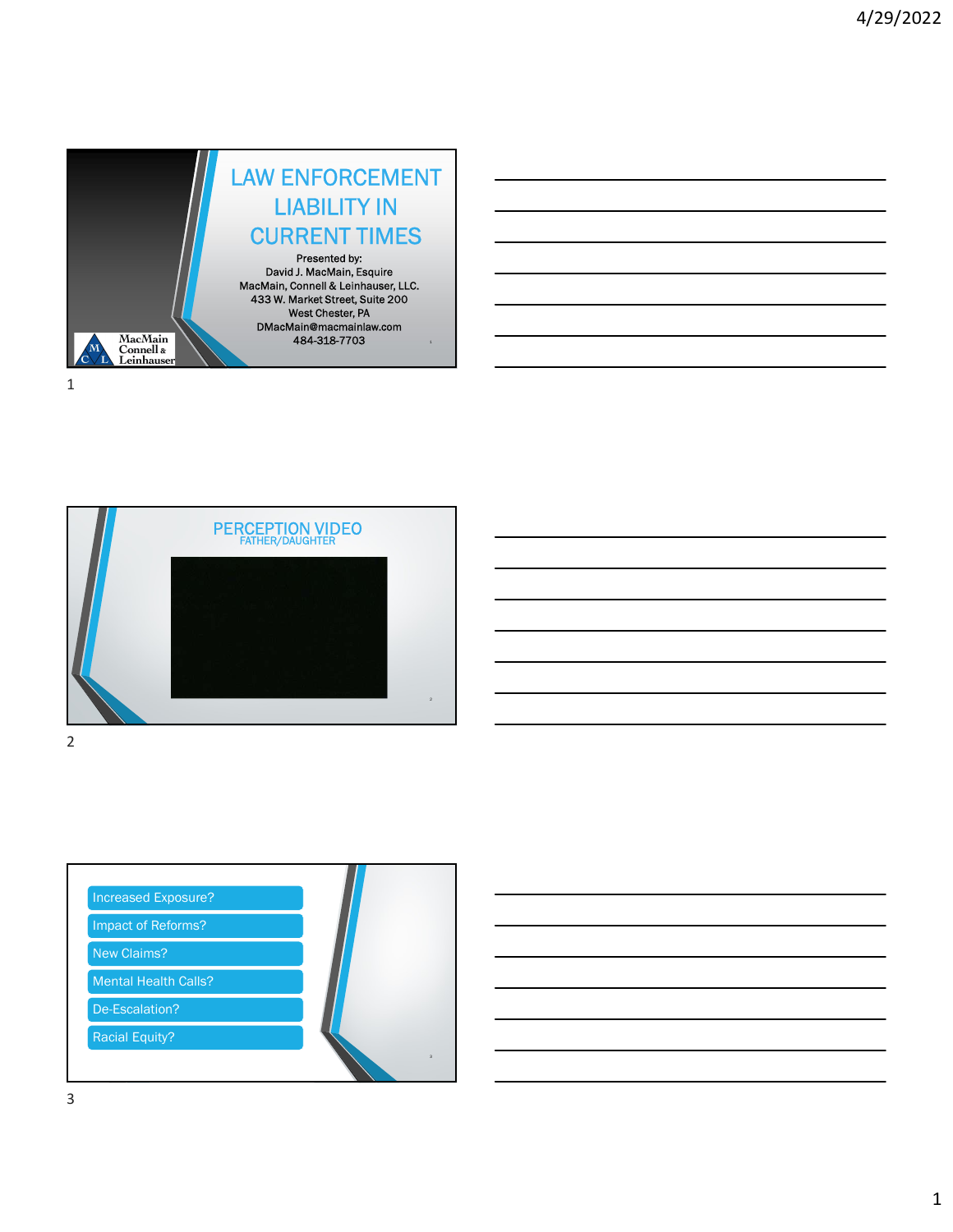# LAW ENFORCEMENT LIABILITY IN CURRENT TIMES

Presented by:
David J. MacMain, Esquire
MacMain, Connell & Leinhauser, LLC.
433 W. Market Street, Suite 200
West Chester, PA
DMacMain@macmainlaw.com
484-318-7703

MacMain Connell & Leinhauser

## PERCEPTION VIDEO

FATHER/DAUGHTER

- Increased Exposure?
- Impact of Reforms?
- New Claims?
- Mental Health Calls?
- De-Escalation?
- Racial Equity?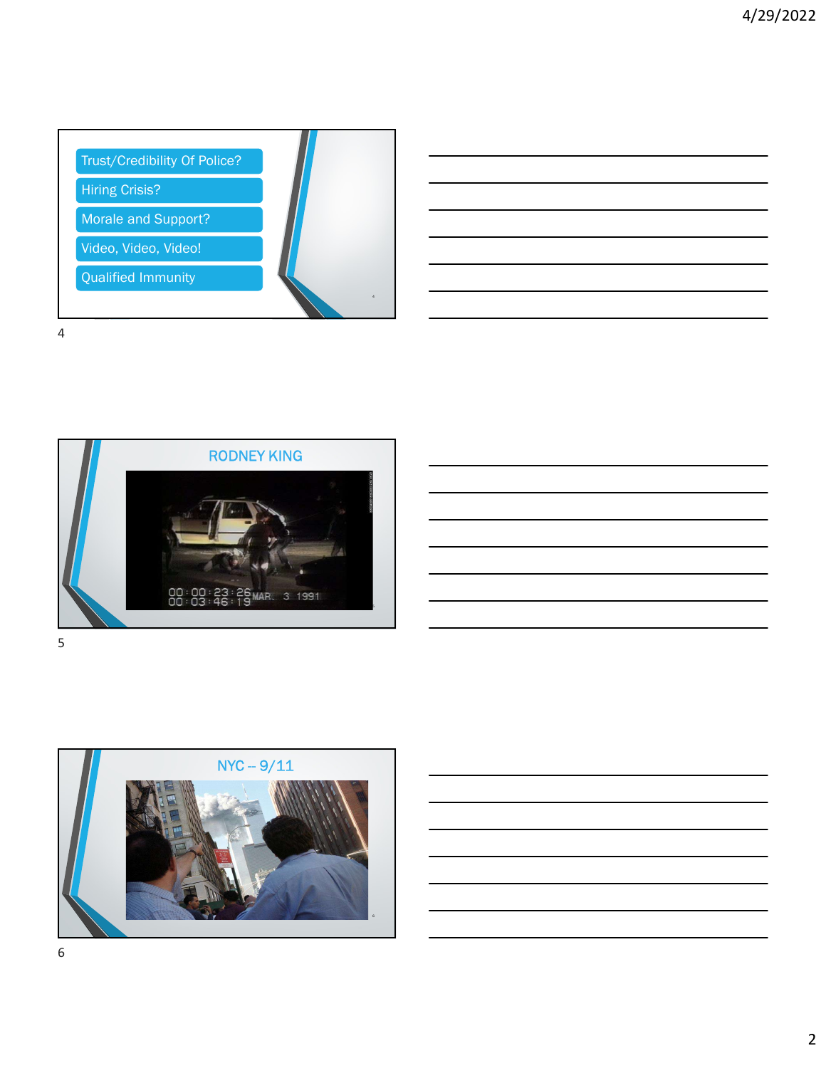- Trust/Credibility Of Police?
- Hiring Crisis?
- Morale and Support?
- Video, Video, Video!
- Qualified Immunity

## RODNEY KING

00:00:23:26 MAR. 3 1991
00:03:46:19

## NYC -- 9/11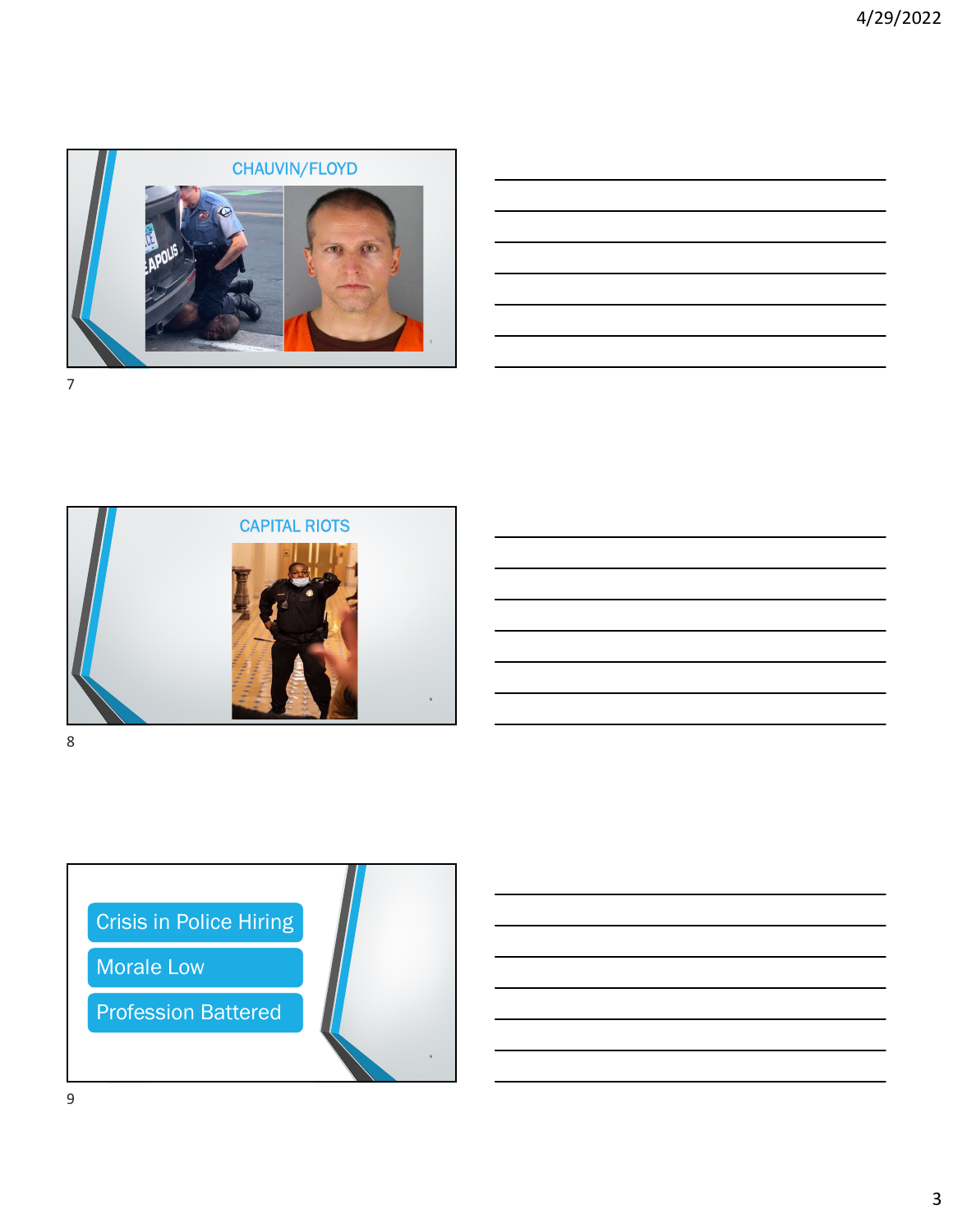## CHAUVIN/FLOYD

## CAPITAL RIOTS

- Crisis in Police Hiring
- Morale Low
- Profession Battered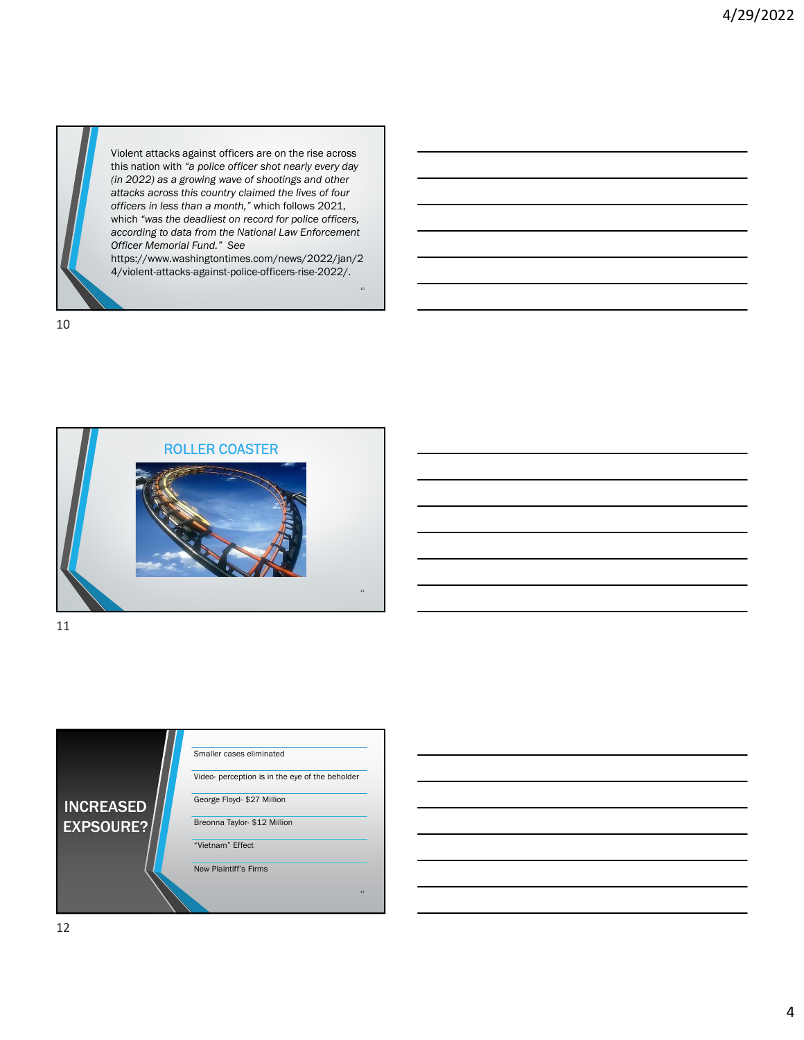Violent attacks against officers are on the rise across this nation with *"a police officer shot nearly every day (in 2022) as a growing wave of shootings and other attacks across this country claimed the lives of four officers in less than a month,"* which follows 2021, which *"was the deadliest on record for police officers, according to data from the National Law Enforcement Officer Memorial Fund." See* https://www.washingtontimes.com/news/2022/jan/24/violent-attacks-against-police-officers-rise-2022/.

## ROLLER COASTER

## INCREASED EXPSOURE?

- Smaller cases eliminated
- Video- perception is in the eye of the beholder
- George Floyd- $27 Million
- Breonna Taylor- $12 Million
- "Vietnam" Effect
- New Plaintiff's Firms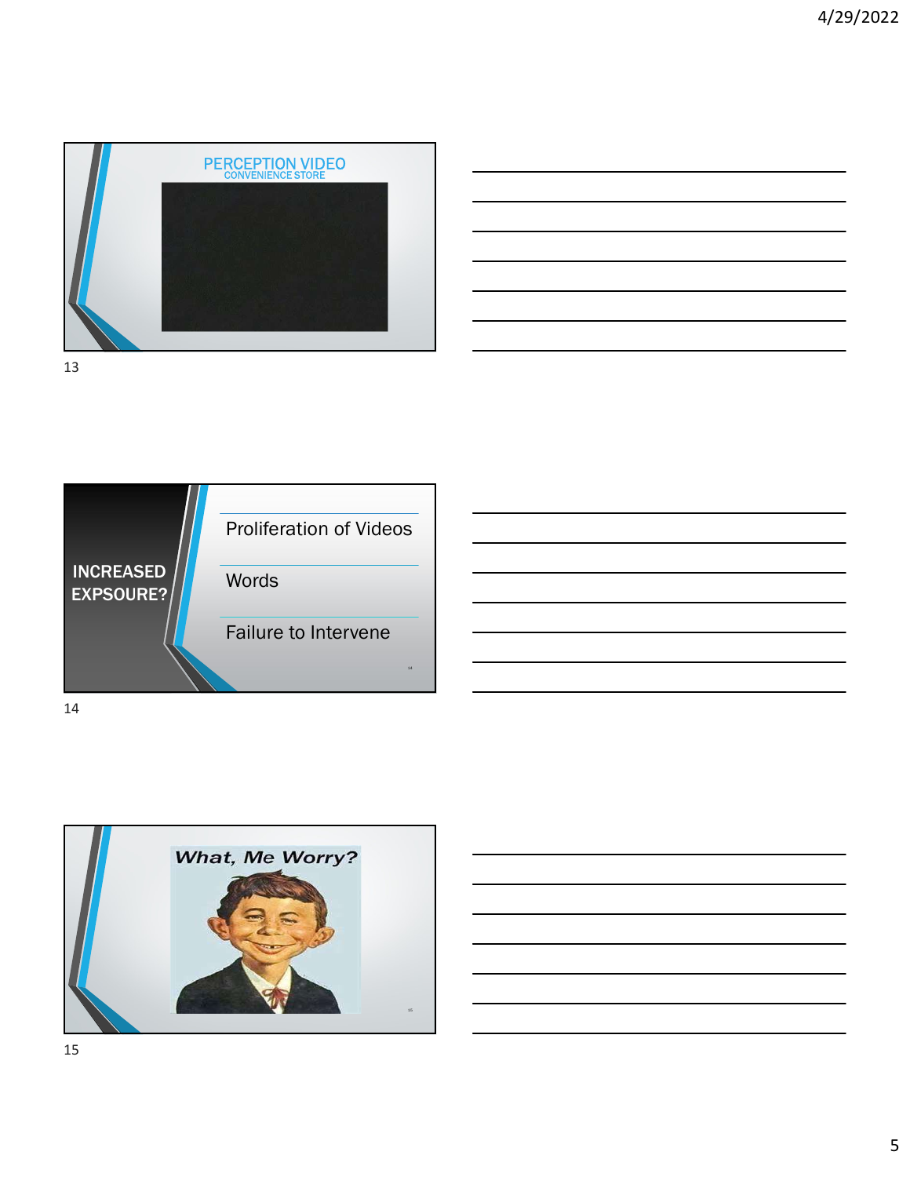## PERCEPTION VIDEO

CONVENIENCE STORE

## INCREASED EXPSOURE?

- Proliferation of Videos
- Words
- Failure to Intervene

## *What, Me Worry?*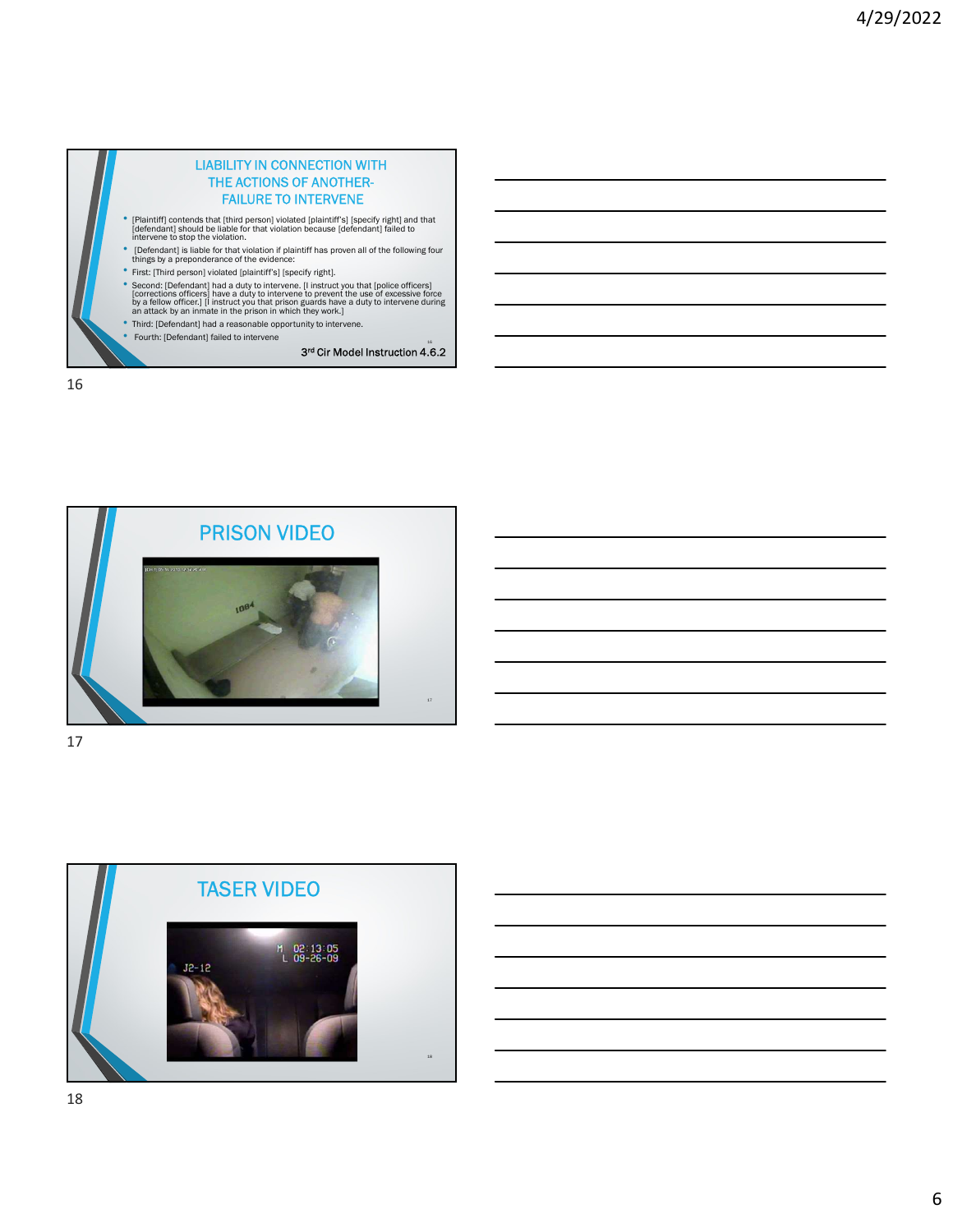## LIABILITY IN CONNECTION WITH THE ACTIONS OF ANOTHER- FAILURE TO INTERVENE

- [Plaintiff] contends that [third person] violated [plaintiff's] [specify right] and that [defendant] should be liable for that violation because [defendant] failed to intervene to stop the violation.
- [Defendant] is liable for that violation if plaintiff has proven all of the following four things by a preponderance of the evidence:
- First: [Third person] violated [plaintiff's] [specify right].
- Second: [Defendant] had a duty to intervene. [I instruct you that [police officers] [corrections officers] have a duty to intervene to prevent the use of excessive force by a fellow officer.] [I instruct you that prison guards have a duty to intervene during an attack by an inmate in the prison in which they work.]
- Third: [Defendant] had a reasonable opportunity to intervene.
- Fourth: [Defendant] failed to intervene

3rd Cir Model Instruction 4.6.2

## PRISON VIDEO

## TASER VIDEO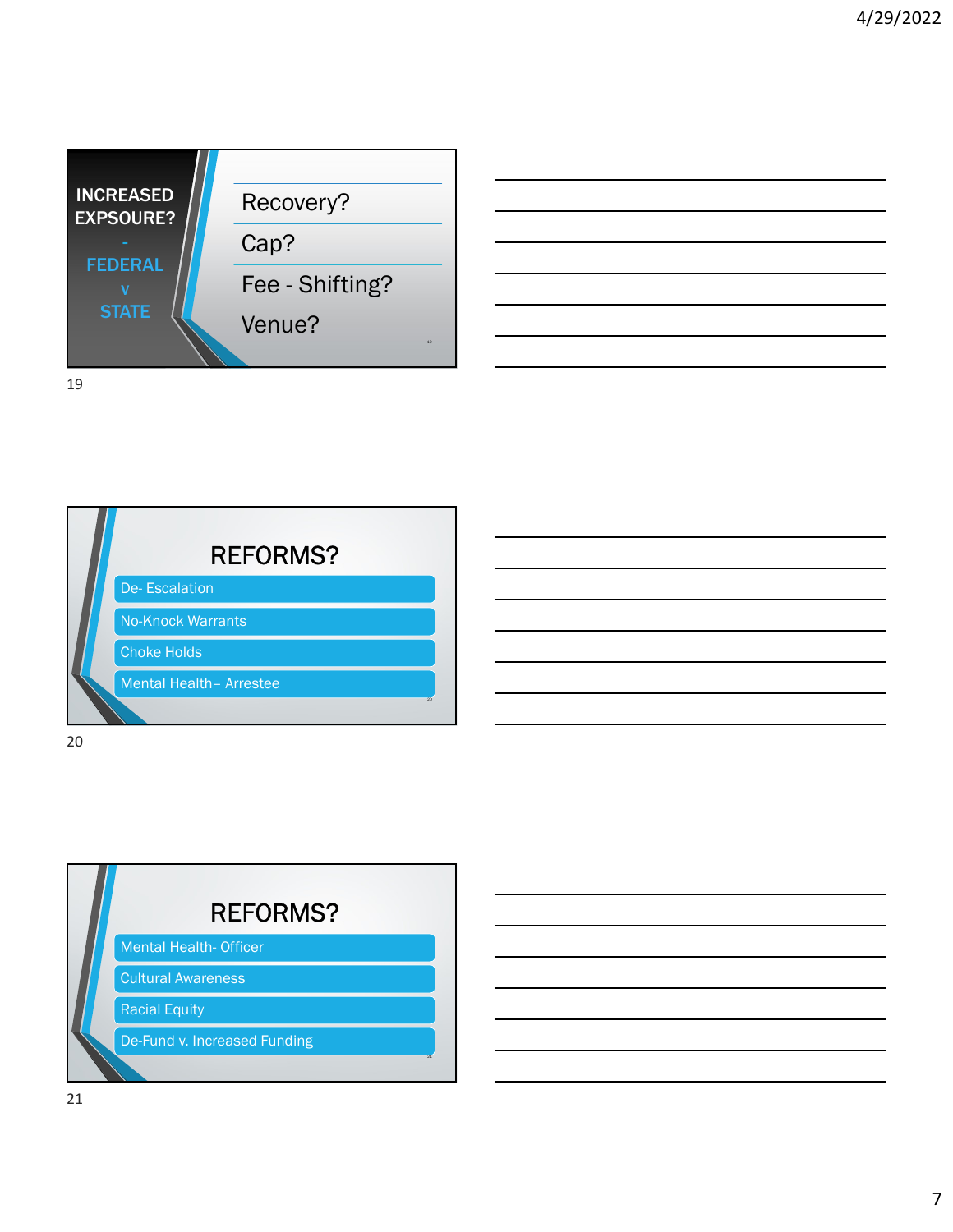## INCREASED EXPSOURE? – FEDERAL v STATE

- Recovery?
- Cap?
- Fee - Shifting?
- Venue?

## REFORMS?

- De- Escalation
- No-Knock Warrants
- Choke Holds
- Mental Health– Arrestee

## REFORMS?

- Mental Health- Officer
- Cultural Awareness
- Racial Equity
- De-Fund v. Increased Funding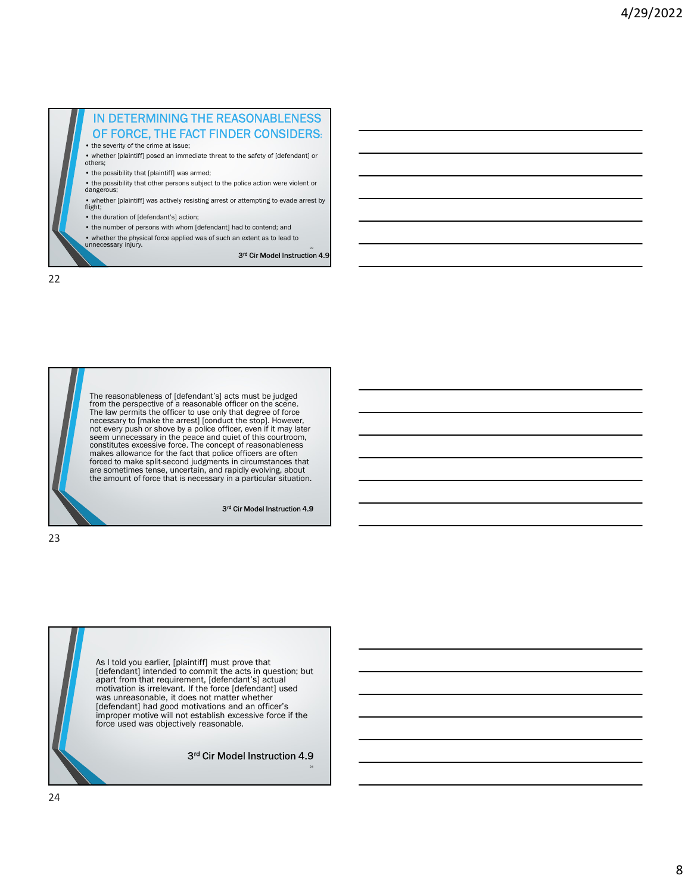## IN DETERMINING THE REASONABLENESS OF FORCE, THE FACT FINDER CONSIDERS:

- the severity of the crime at issue;
- whether [plaintiff] posed an immediate threat to the safety of [defendant] or others;
- the possibility that [plaintiff] was armed;
- the possibility that other persons subject to the police action were violent or dangerous;
- whether [plaintiff] was actively resisting arrest or attempting to evade arrest by flight;
- the duration of [defendant's] action;
- the number of persons with whom [defendant] had to contend; and
- whether the physical force applied was of such an extent as to lead to unnecessary injury.

3rd Cir Model Instruction 4.9

---

The reasonableness of [defendant's] acts must be judged from the perspective of a reasonable officer on the scene. The law permits the officer to use only that degree of force necessary to [make the arrest] [conduct the stop]. However, not every push or shove by a police officer, even if it may later seem unnecessary in the peace and quiet of this courtroom, constitutes excessive force. The concept of reasonableness makes allowance for the fact that police officers are often forced to make split-second judgments in circumstances that are sometimes tense, uncertain, and rapidly evolving, about the amount of force that is necessary in a particular situation.

3rd Cir Model Instruction 4.9

---

As I told you earlier, [plaintiff] must prove that [defendant] intended to commit the acts in question; but apart from that requirement, [defendant's] actual motivation is irrelevant. If the force [defendant] used was unreasonable, it does not matter whether [defendant] had good motivations and an officer's improper motive will not establish excessive force if the force used was objectively reasonable.

3rd Cir Model Instruction 4.9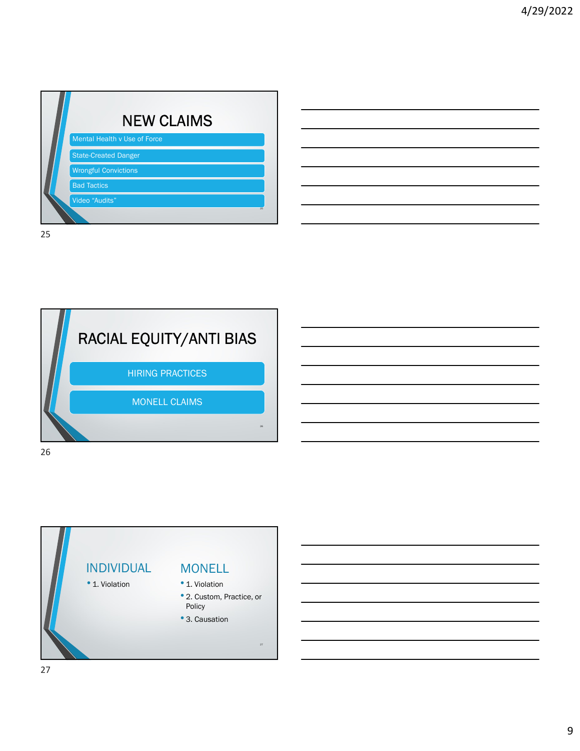# NEW CLAIMS

- Mental Health v Use of Force
- State-Created Danger
- Wrongful Convictions
- Bad Tactics
- Video "Audits"

# RACIAL EQUITY/ANTI BIAS

- HIRING PRACTICES
- MONELL CLAIMS

## INDIVIDUAL

- 1. Violation

## MONELL

- 1. Violation
- 2. Custom, Practice, or Policy
- 3. Causation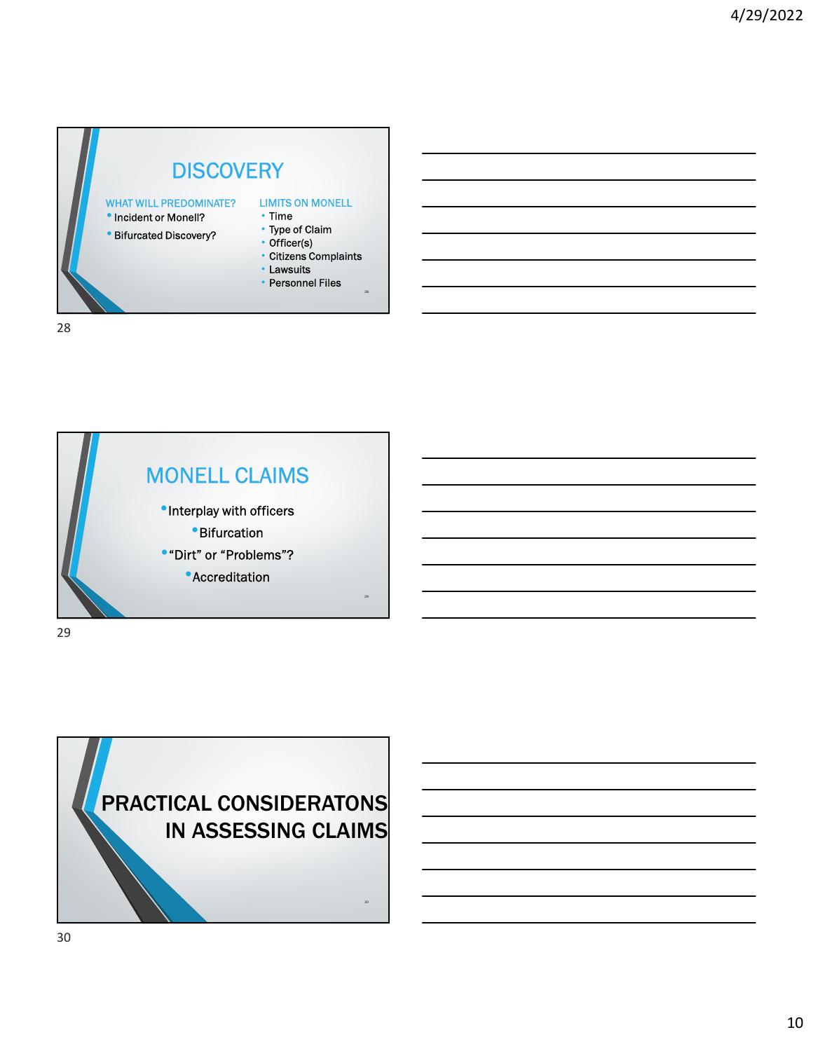## DISCOVERY

WHAT WILL PREDOMINATE?

- Incident or Monell?
- Bifurcated Discovery?

LIMITS ON MONELL

- Time
- Type of Claim
- Officer(s)
- Citizens Complaints
- Lawsuits
- Personnel Files

## MONELL CLAIMS

- Interplay with officers
- Bifurcation
- “Dirt” or “Problems”?
- Accreditation

## PRACTICAL CONSIDERATONS IN ASSESSING CLAIMS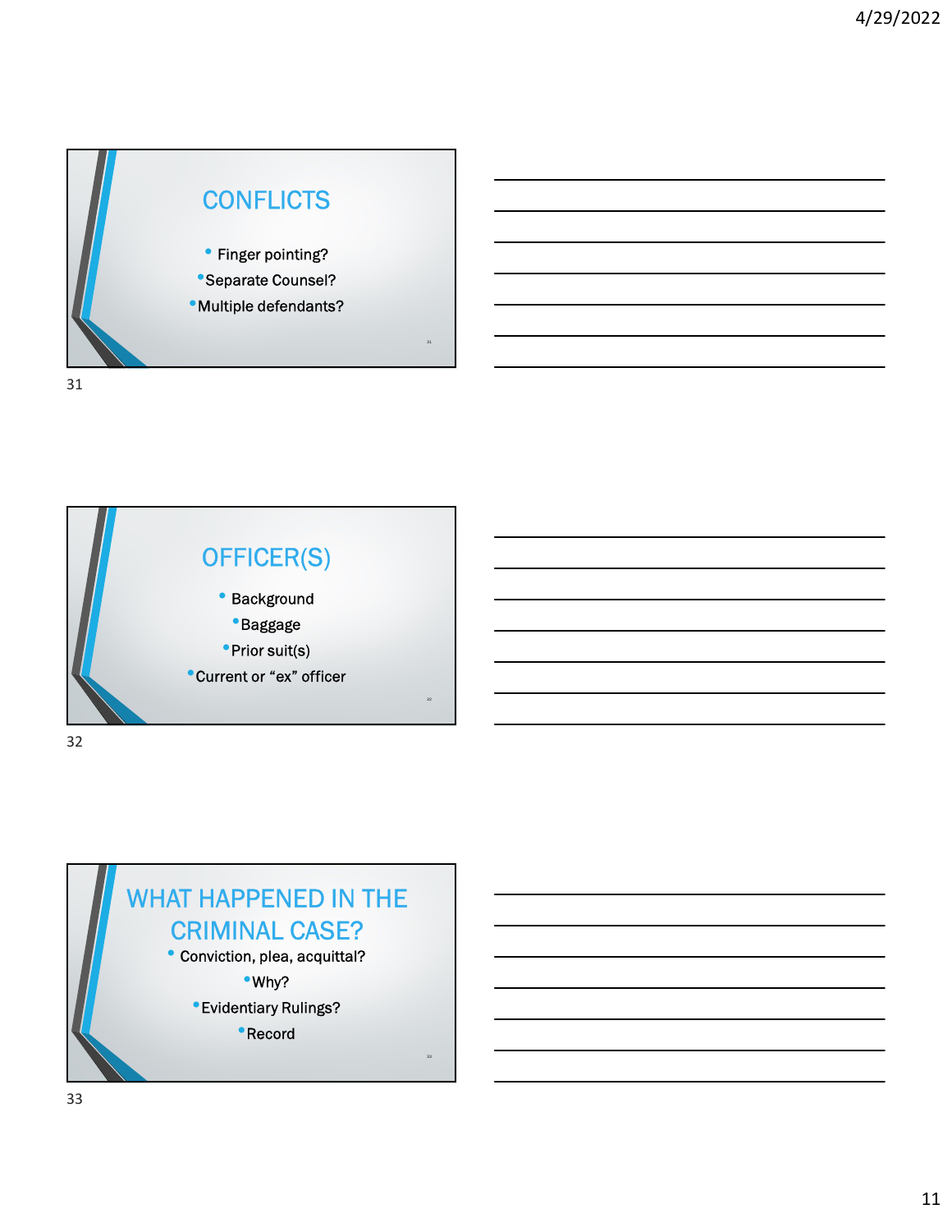## CONFLICTS

- Finger pointing?
- Separate Counsel?
- Multiple defendants?

## OFFICER(S)

- Background
- Baggage
- Prior suit(s)
- Current or "ex" officer

## WHAT HAPPENED IN THE CRIMINAL CASE?

- Conviction, plea, acquittal?
- Why?
- Evidentiary Rulings?
- Record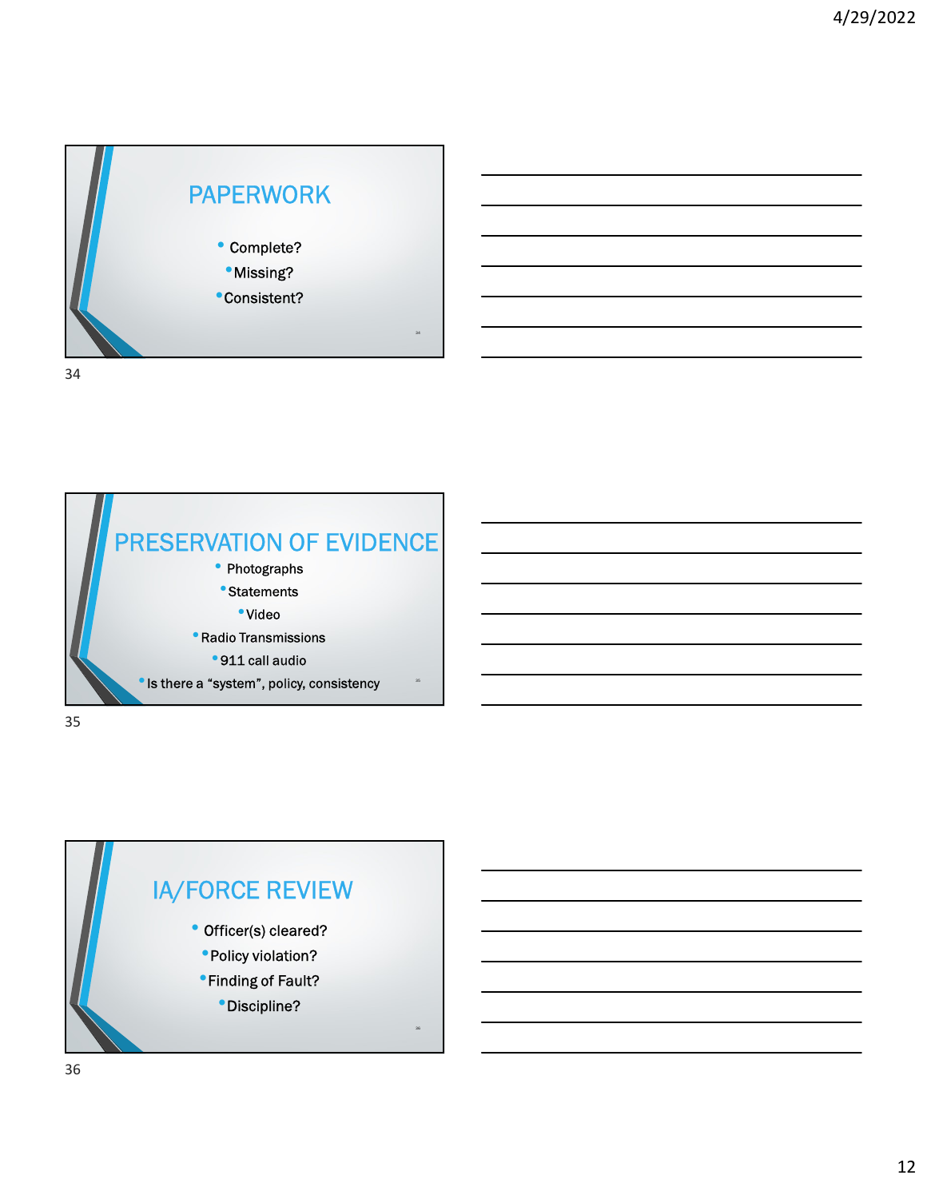## PAPERWORK

- Complete?
- Missing?
- Consistent?

## PRESERVATION OF EVIDENCE

- Photographs
- Statements
- Video
- Radio Transmissions
- 911 call audio
- Is there a "system", policy, consistency

## IA/FORCE REVIEW

- Officer(s) cleared?
- Policy violation?
- Finding of Fault?
- Discipline?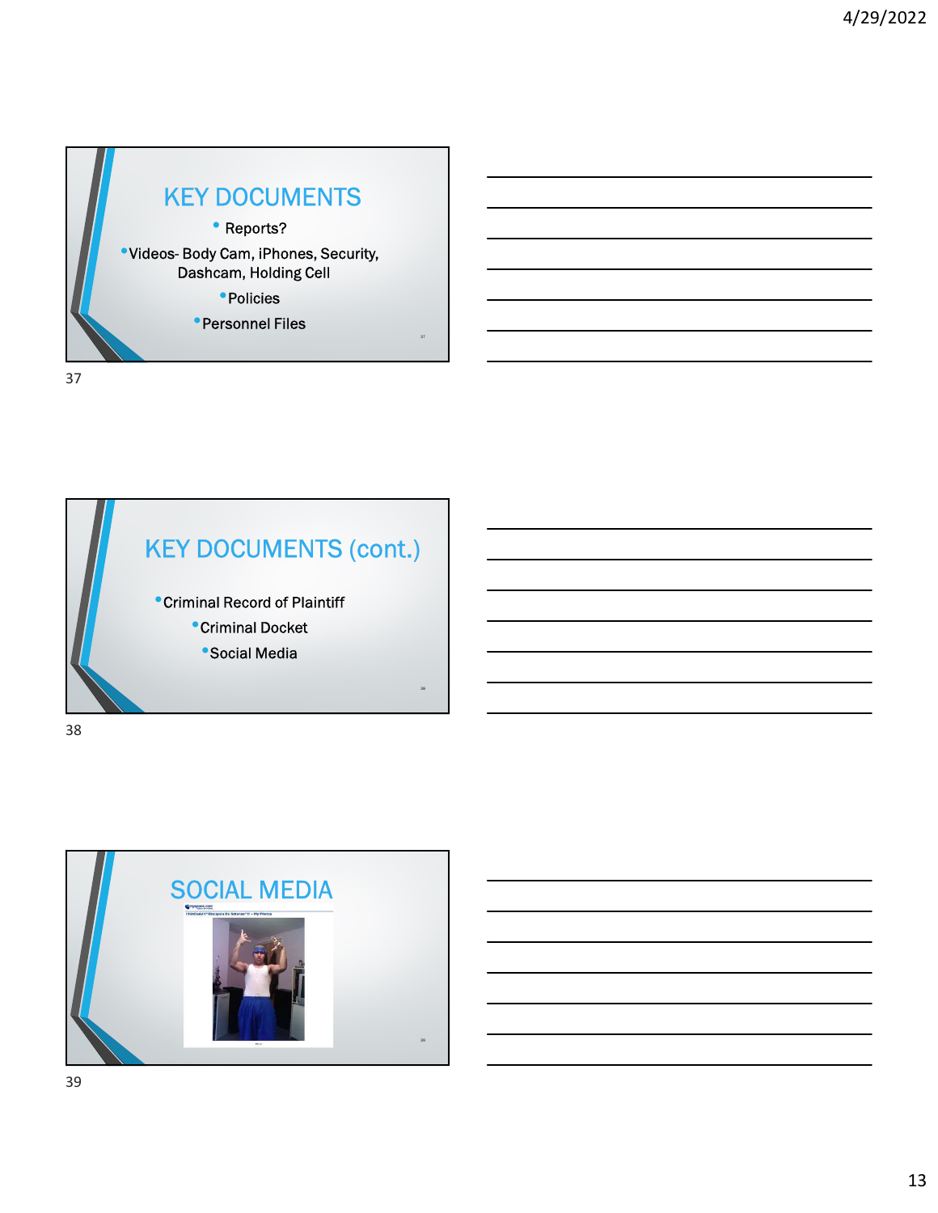## KEY DOCUMENTS

- Reports?
- Videos- Body Cam, iPhones, Security, Dashcam, Holding Cell
- Policies
- Personnel Files

## KEY DOCUMENTS (cont.)

- Criminal Record of Plaintiff
- Criminal Docket
- Social Media

## SOCIAL MEDIA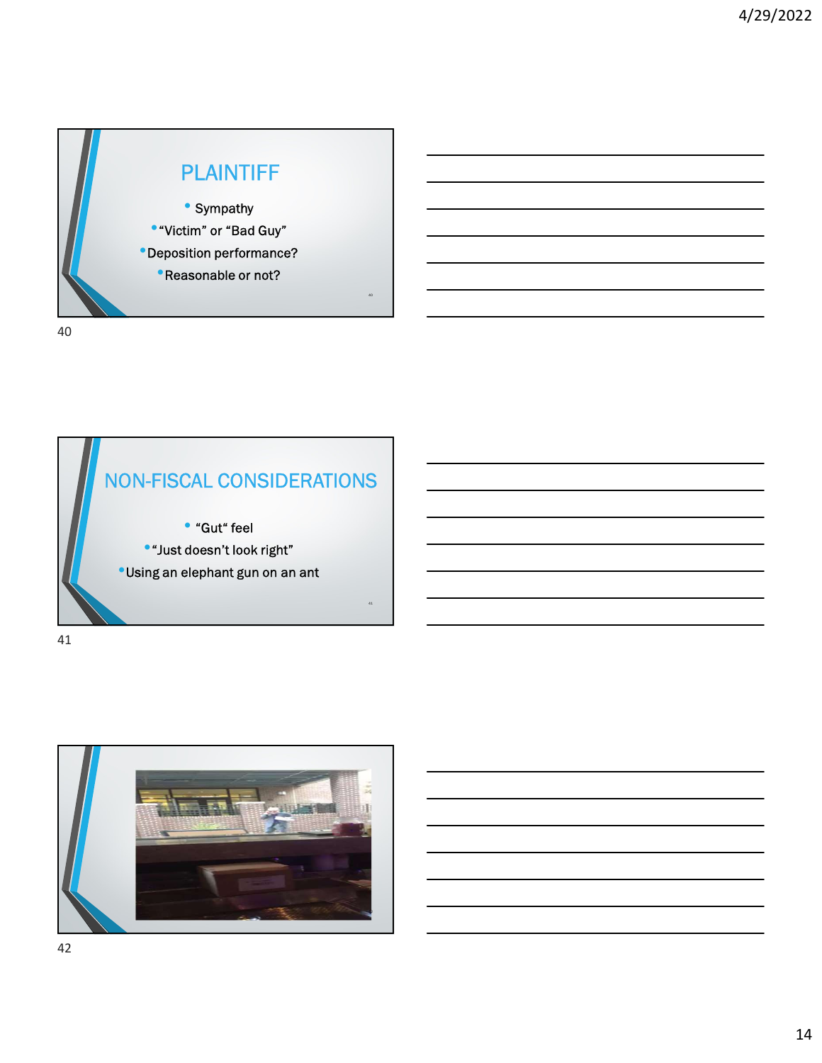## PLAINTIFF

- Sympathy
- "Victim" or "Bad Guy"
- Deposition performance?
- Reasonable or not?

## NON-FISCAL CONSIDERATIONS

- "Gut" feel
- "Just doesn't look right"
- Using an elephant gun on an ant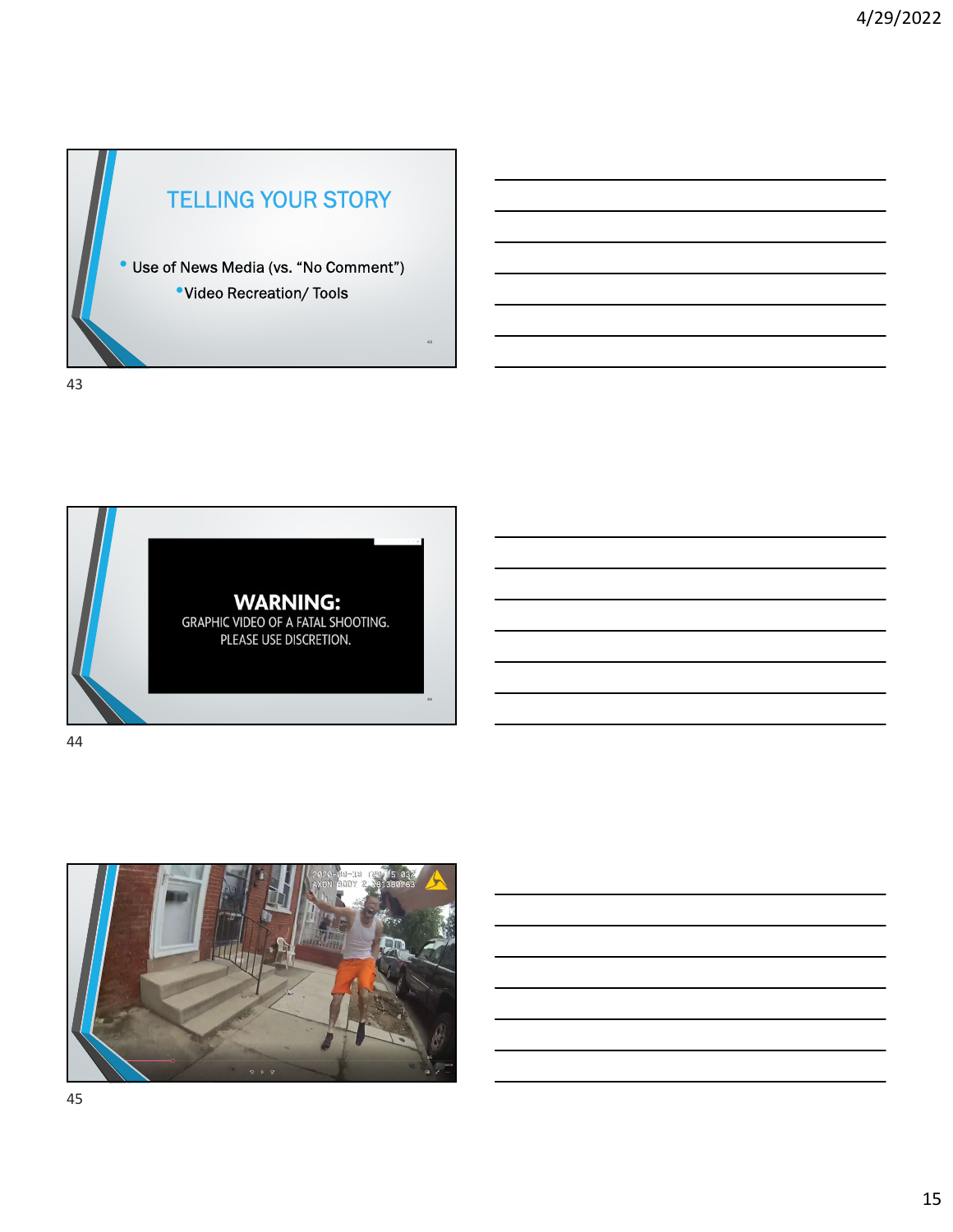## TELLING YOUR STORY

- Use of News Media (vs. "No Comment")
  - Video Recreation/ Tools

**WARNING:**
GRAPHIC VIDEO OF A FATAL SHOOTING.
PLEASE USE DISCRETION.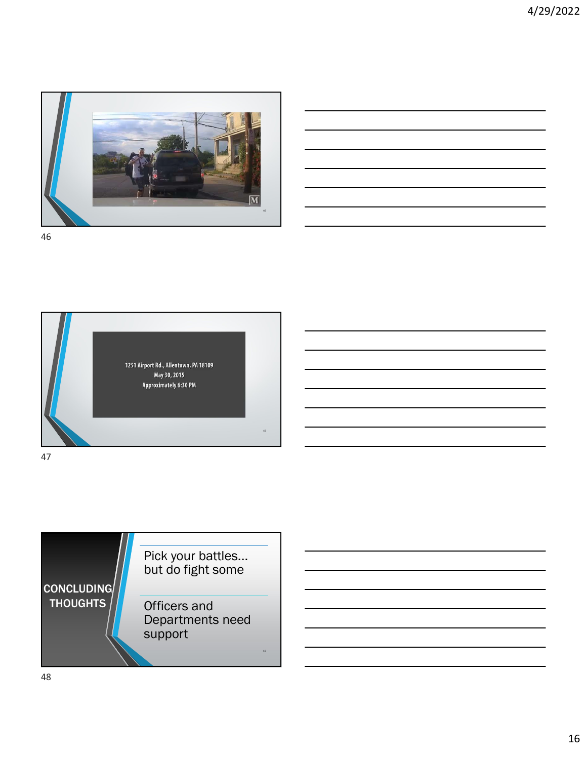1251 Airport Rd., Allentown, PA 18109
May 30, 2015
Approximately 6:30 PM

## CONCLUDING THOUGHTS

- Pick your battles… but do fight some
- Officers and Departments need support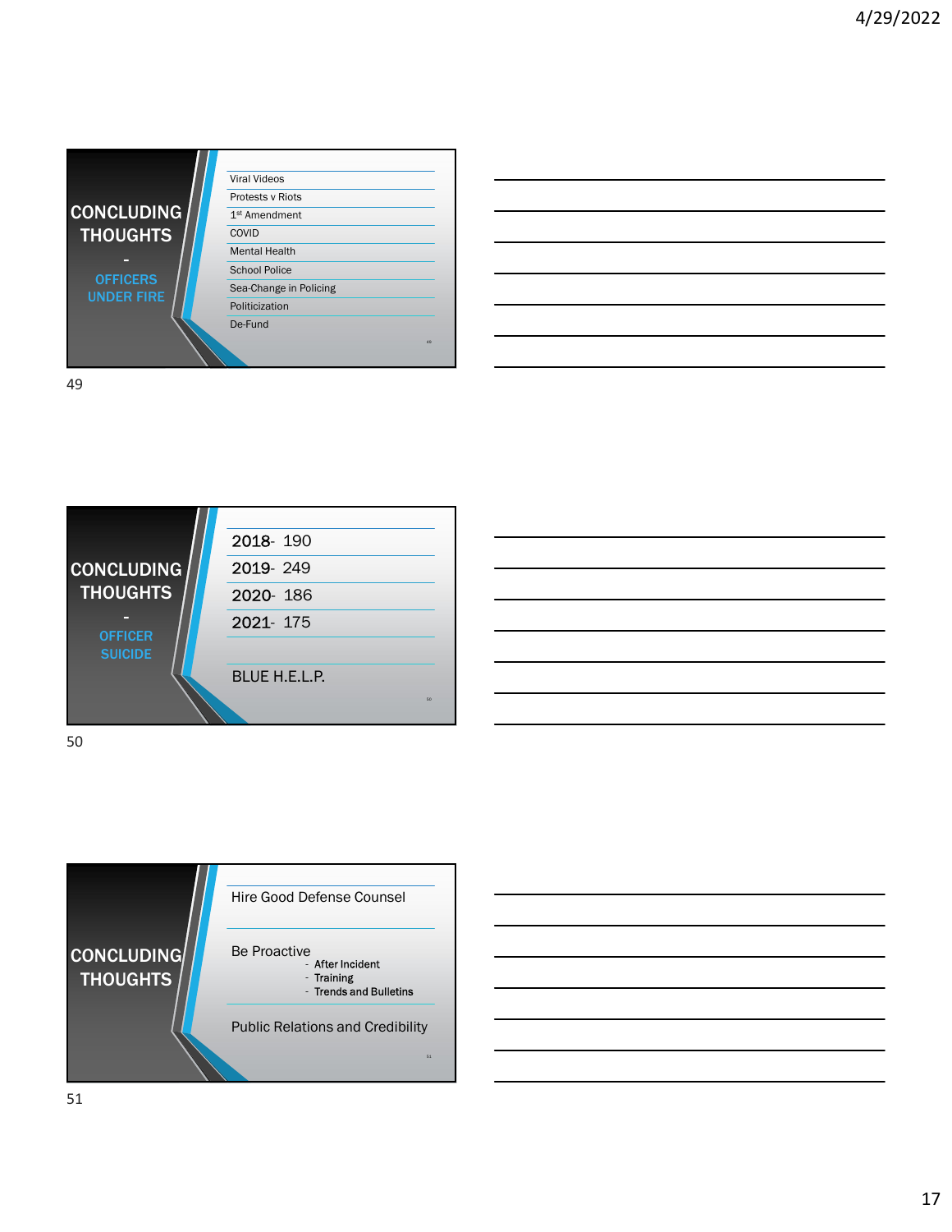## CONCLUDING THOUGHTS - OFFICERS UNDER FIRE

- Viral Videos
- Protests v Riots
- 1st Amendment
- COVID
- Mental Health
- School Police
- Sea-Change in Policing
- Politicization
- De-Fund

## CONCLUDING THOUGHTS - OFFICER SUICIDE

- 2018- 190
- 2019- 249
- 2020- 186
- 2021- 175

BLUE H.E.L.P.

## CONCLUDING THOUGHTS

Hire Good Defense Counsel

Be Proactive
- After Incident
- Training
- Trends and Bulletins

Public Relations and Credibility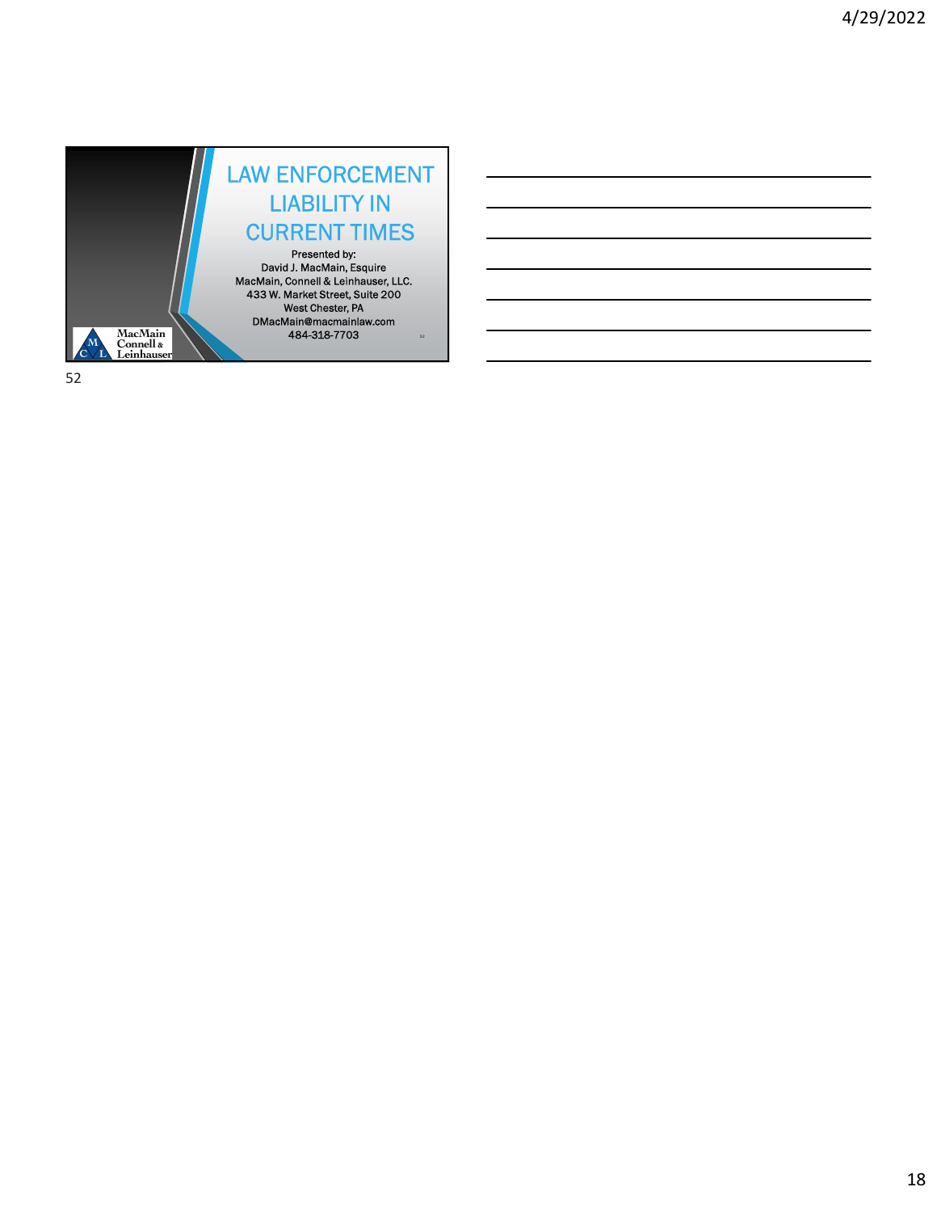# LAW ENFORCEMENT LIABILITY IN CURRENT TIMES

Presented by:
David J. MacMain, Esquire
MacMain, Connell & Leinhauser, LLC.
433 W. Market Street, Suite 200
West Chester, PA
DMacMain@macmainlaw.com
484-318-7703

MacMain Connell & Leinhauser